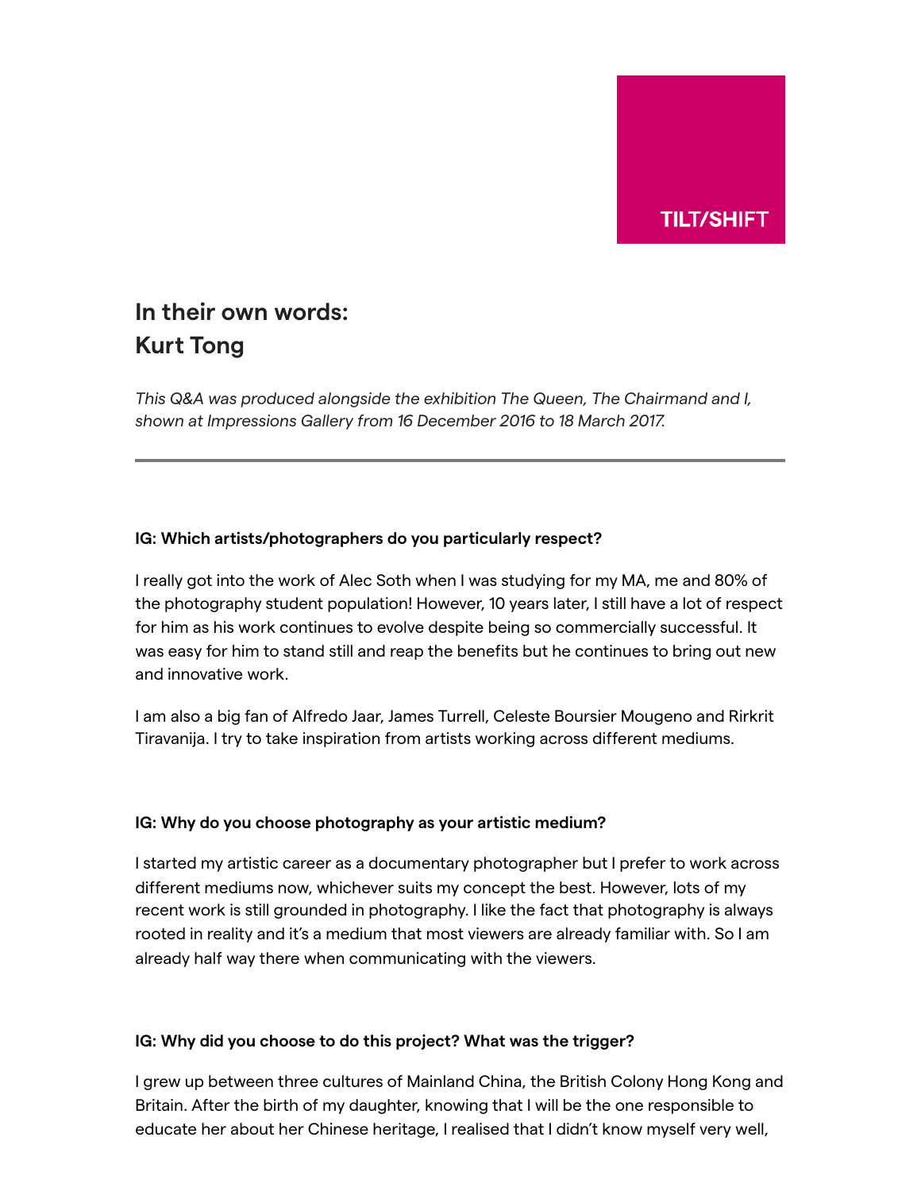TILT/SHIFT

# In their own words: Kurt Tong

*This Q&A was produced alongside the exhibition The Queen, The Chairmand and I, shown at Impressions Gallery from 16 December 2016 to 18 March 2017.*

---

**IG: Which artists/photographers do you particularly respect?**

I really got into the work of Alec Soth when I was studying for my MA, me and 80% of the photography student population! However, 10 years later, I still have a lot of respect for him as his work continues to evolve despite being so commercially successful. It was easy for him to stand still and reap the benefits but he continues to bring out new and innovative work.

I am also a big fan of Alfredo Jaar, James Turrell, Celeste Boursier Mougeno and Rirkrit Tiravanija. I try to take inspiration from artists working across different mediums.

**IG: Why do you choose photography as your artistic medium?**

I started my artistic career as a documentary photographer but I prefer to work across different mediums now, whichever suits my concept the best. However, lots of my recent work is still grounded in photography. I like the fact that photography is always rooted in reality and it's a medium that most viewers are already familiar with. So I am already half way there when communicating with the viewers.

**IG: Why did you choose to do this project? What was the trigger?**

I grew up between three cultures of Mainland China, the British Colony Hong Kong and Britain. After the birth of my daughter, knowing that I will be the one responsible to educate her about her Chinese heritage, I realised that I didn't know myself very well,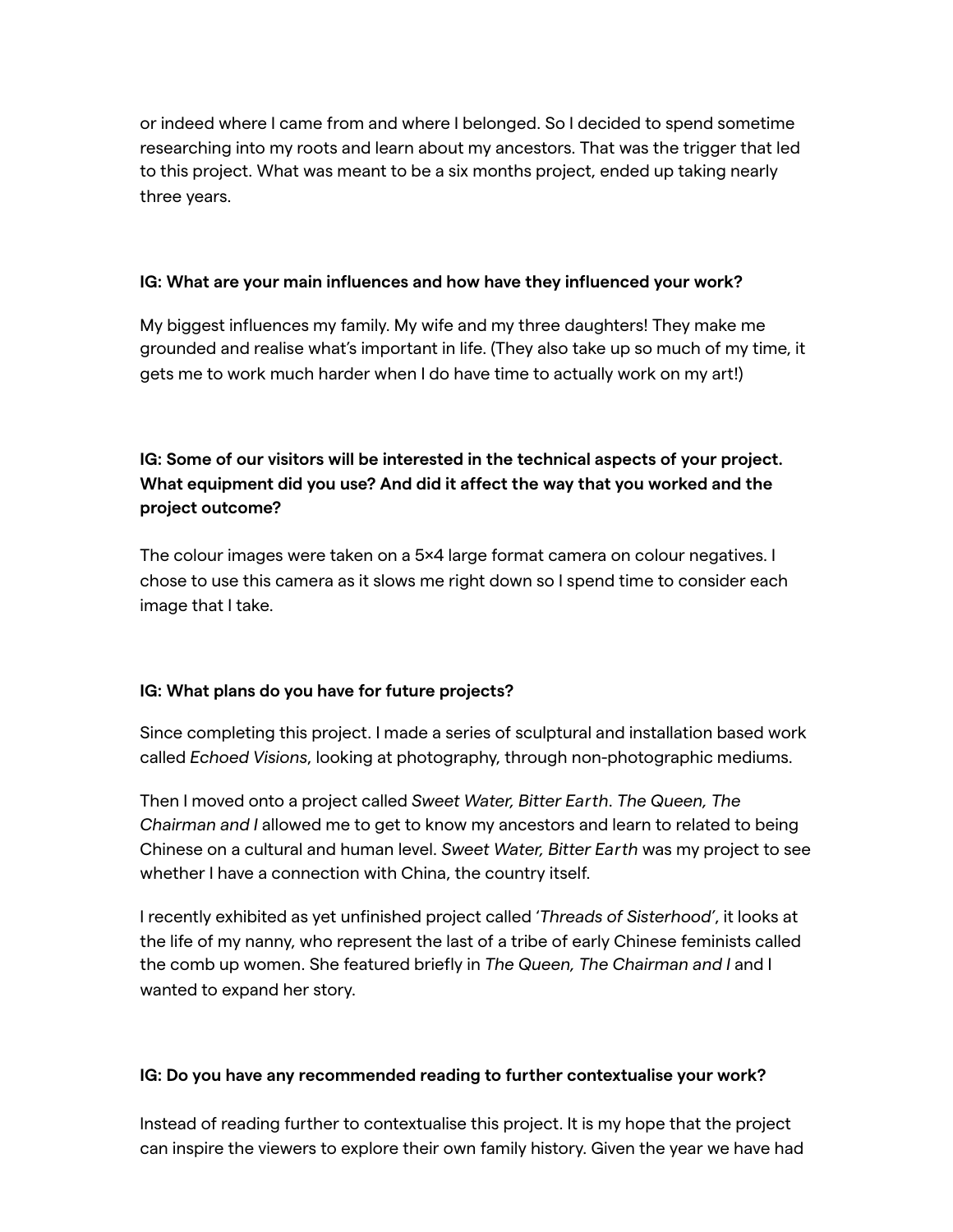or indeed where I came from and where I belonged. So I decided to spend sometime researching into my roots and learn about my ancestors. That was the trigger that led to this project. What was meant to be a six months project, ended up taking nearly three years.

**IG: What are your main influences and how have they influenced your work?**

My biggest influences my family. My wife and my three daughters! They make me grounded and realise what's important in life. (They also take up so much of my time, it gets me to work much harder when I do have time to actually work on my art!)

**IG: Some of our visitors will be interested in the technical aspects of your project. What equipment did you use? And did it affect the way that you worked and the project outcome?**

The colour images were taken on a 5×4 large format camera on colour negatives. I chose to use this camera as it slows me right down so I spend time to consider each image that I take.

**IG: What plans do you have for future projects?**

Since completing this project. I made a series of sculptural and installation based work called *Echoed Visions*, looking at photography, through non-photographic mediums.

Then I moved onto a project called *Sweet Water, Bitter Earth*. *The Queen, The Chairman and I* allowed me to get to know my ancestors and learn to related to being Chinese on a cultural and human level. *Sweet Water, Bitter Earth* was my project to see whether I have a connection with China, the country itself.

I recently exhibited as yet unfinished project called '*Threads of Sisterhood*', it looks at the life of my nanny, who represent the last of a tribe of early Chinese feminists called the comb up women. She featured briefly in *The Queen, The Chairman and I* and I wanted to expand her story.

**IG: Do you have any recommended reading to further contextualise your work?**

Instead of reading further to contextualise this project. It is my hope that the project can inspire the viewers to explore their own family history. Given the year we have had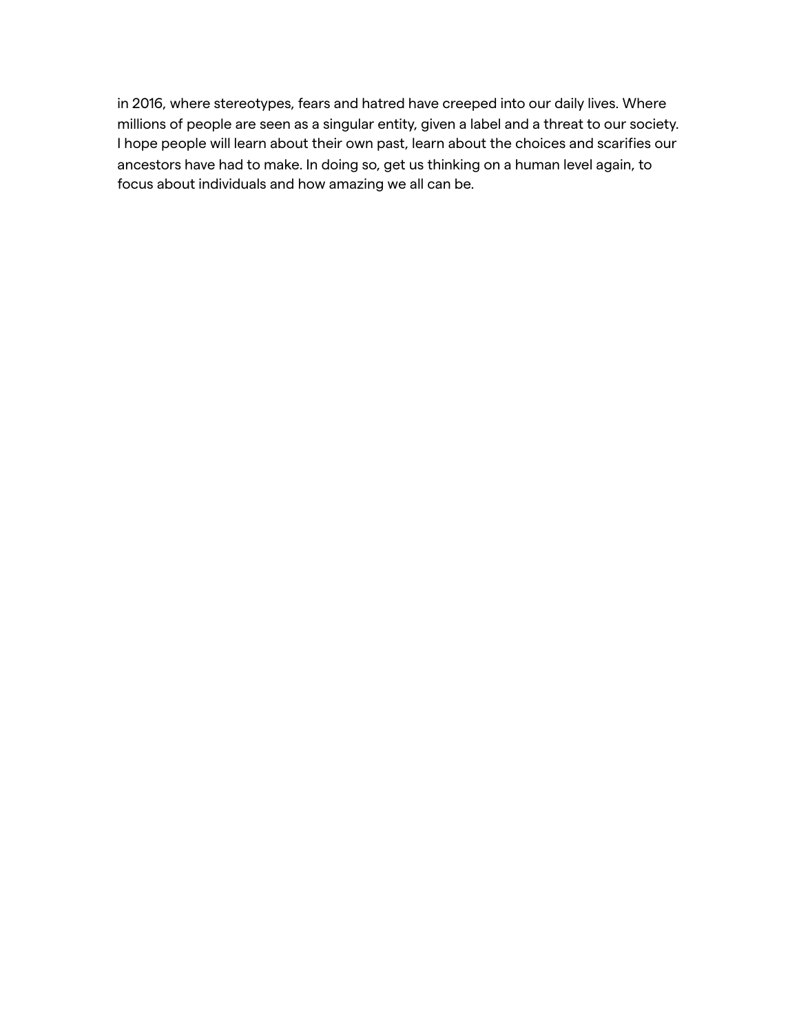in 2016, where stereotypes, fears and hatred have creeped into our daily lives. Where millions of people are seen as a singular entity, given a label and a threat to our society. I hope people will learn about their own past, learn about the choices and scarifies our ancestors have had to make. In doing so, get us thinking on a human level again, to focus about individuals and how amazing we all can be.